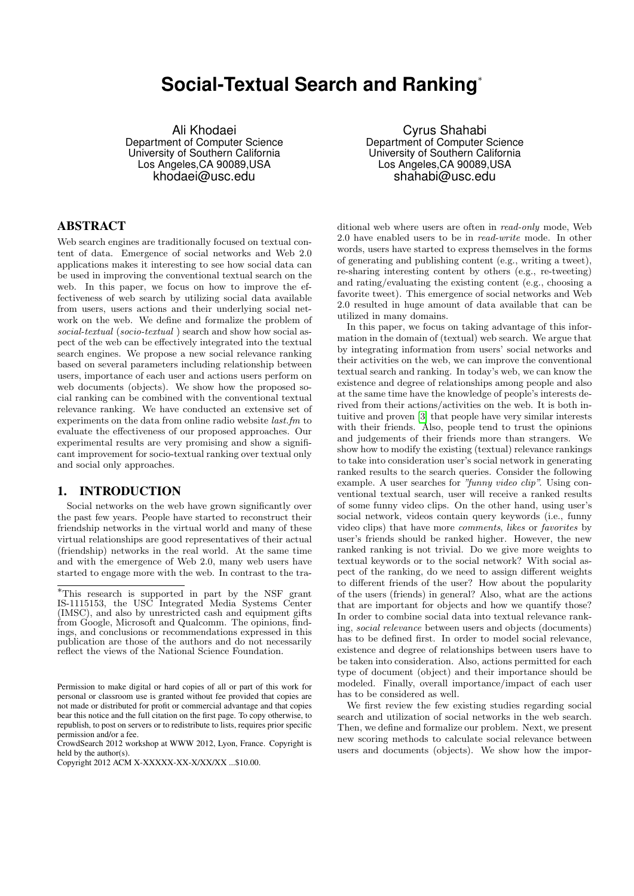# Social-Textual Search and Ranking*

Ali Khodaei
Department of Computer Science
University of Southern California
Los Angeles,CA 90089,USA
khodaei@usc.edu

Cyrus Shahabi
Department of Computer Science
University of Southern California
Los Angeles,CA 90089,USA
shahabi@usc.edu

## ABSTRACT

Web search engines are traditionally focused on textual content of data. Emergence of social networks and Web 2.0 applications makes it interesting to see how social data can be used in improving the conventional textual search on the web. In this paper, we focus on how to improve the effectiveness of web search by utilizing social data available from users, users actions and their underlying social network on the web. We define and formalize the problem of *social-textual* (*socio-textual* ) search and show how social aspect of the web can be effectively integrated into the textual search engines. We propose a new social relevance ranking based on several parameters including relationship between users, importance of each user and actions users perform on web documents (objects). We show how the proposed social ranking can be combined with the conventional textual relevance ranking. We have conducted an extensive set of experiments on the data from online radio website *last.fm* to evaluate the effectiveness of our proposed approaches. Our experimental results are very promising and show a significant improvement for socio-textual ranking over textual only and social only approaches.

## 1. INTRODUCTION

Social networks on the web have grown significantly over the past few years. People have started to reconstruct their friendship networks in the virtual world and many of these virtual relationships are good representatives of their actual (friendship) networks in the real world. At the same time and with the emergence of Web 2.0, many web users have started to engage more with the web. In contrast to the traditional web where users are often in *read-only* mode, Web 2.0 have enabled users to be in *read-write* mode. In other words, users have started to express themselves in the forms of generating and publishing content (e.g., writing a tweet), re-sharing interesting content by others (e.g., re-tweeting) and rating/evaluating the existing content (e.g., choosing a favorite tweet). This emergence of social networks and Web 2.0 resulted in huge amount of data available that can be utilized in many domains.

In this paper, we focus on taking advantage of this information in the domain of (textual) web search. We argue that by integrating information from users' social networks and their activities on the web, we can improve the conventional textual search and ranking. In today's web, we can know the existence and degree of relationships among people and also at the same time have the knowledge of people's interests derived from their actions/activities on the web. It is both intuitive and proven [3] that people have very similar interests with their friends. Also, people tend to trust the opinions and judgements of their friends more than strangers. We show how to modify the existing (textual) relevance rankings to take into consideration user's social network in generating ranked results to the search queries. Consider the following example. A user searches for *"funny video clip"*. Using conventional textual search, user will receive a ranked results of some funny video clips. On the other hand, using user's social network, videos contain query keywords (i.e., funny video clips) that have more *comments*, *likes* or *favorites* by user's friends should be ranked higher. However, the new ranked ranking is not trivial. Do we give more weights to textual keywords or to the social network? With social aspect of the ranking, do we need to assign different weights to different friends of the user? How about the popularity of the users (friends) in general? Also, what are the actions that are important for objects and how we quantify those? In order to combine social data into textual relevance ranking, *social relevance* between users and objects (documents) has to be defined first. In order to model social relevance, existence and degree of relationships between users have to be taken into consideration. Also, actions permitted for each type of document (object) and their importance should be modeled. Finally, overall importance/impact of each user has to be considered as well.

We first review the few existing studies regarding social search and utilization of social networks in the web search. Then, we define and formalize our problem. Next, we present new scoring methods to calculate social relevance between users and documents (objects). We show how the impor-

*This research is supported in part by the NSF grant IS-1115153, the USC Integrated Media Systems Center (IMSC), and also by unrestricted cash and equipment gifts from Google, Microsoft and Qualcomm. The opinions, findings, and conclusions or recommendations expressed in this publication are those of the authors and do not necessarily reflect the views of the National Science Foundation.

Permission to make digital or hard copies of all or part of this work for personal or classroom use is granted without fee provided that copies are not made or distributed for profit or commercial advantage and that copies bear this notice and the full citation on the first page. To copy otherwise, to republish, to post on servers or to redistribute to lists, requires prior specific permission and/or a fee.
CrowdSearch 2012 workshop at WWW 2012, Lyon, France. Copyright is held by the author(s).
Copyright 2012 ACM X-XXXXX-XX-X/XX/XX ...$10.00.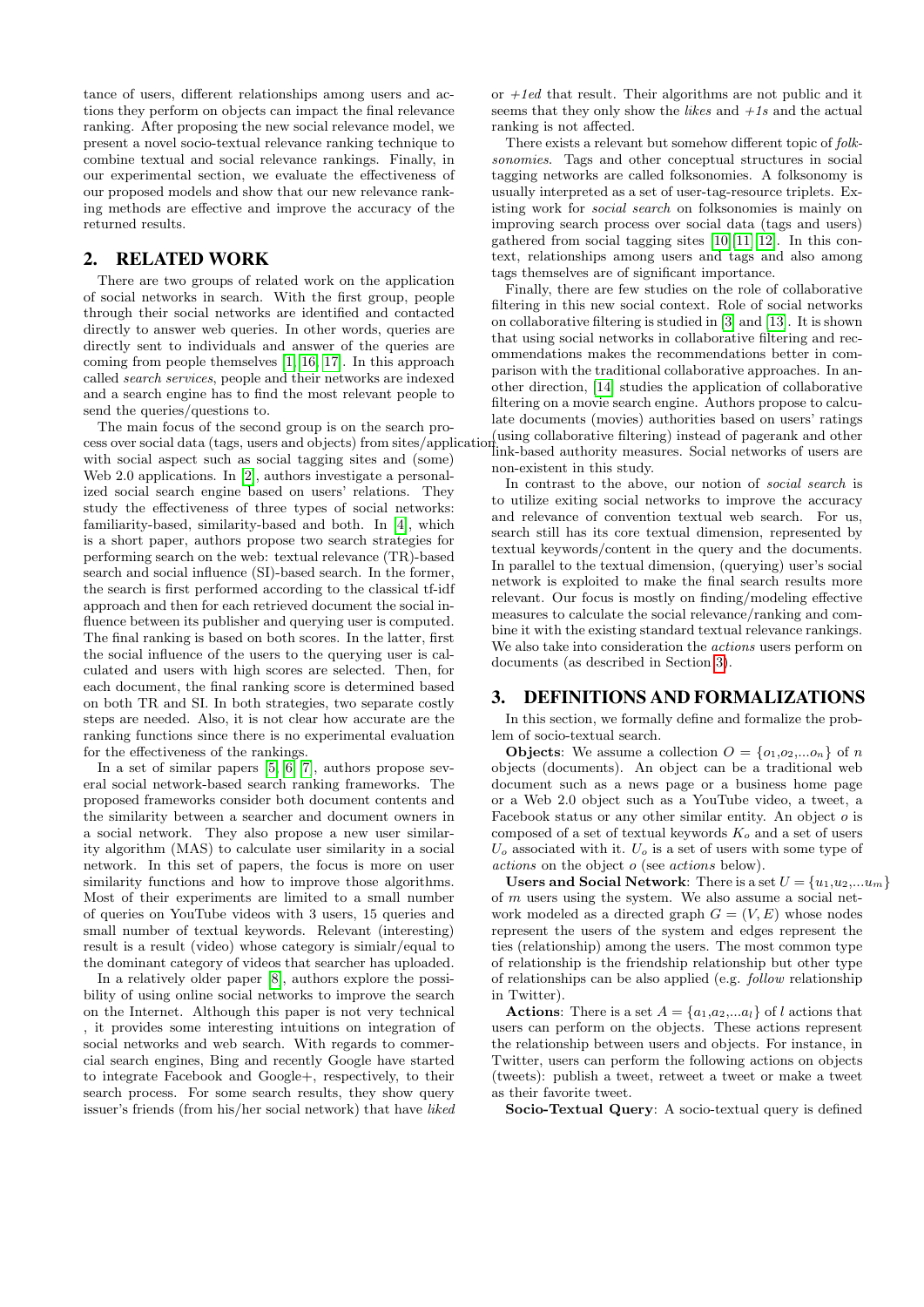tance of users, different relationships among users and actions they perform on objects can impact the final relevance ranking. After proposing the new social relevance model, we present a novel socio-textual relevance ranking technique to combine textual and social relevance rankings. Finally, in our experimental section, we evaluate the effectiveness of our proposed models and show that our new relevance ranking methods are effective and improve the accuracy of the returned results.

## 2. RELATED WORK

There are two groups of related work on the application of social networks in search. With the first group, people through their social networks are identified and contacted directly to answer web queries. In other words, queries are directly sent to individuals and answer of the queries are coming from people themselves [1, 16, 17]. In this approach called *search services*, people and their networks are indexed and a search engine has to find the most relevant people to send the queries/questions to.

The main focus of the second group is on the search process over social data (tags, users and objects) from sites/application with social aspect such as social tagging sites and (some) Web 2.0 applications. In [2], authors investigate a personalized social search engine based on users' relations. They study the effectiveness of three types of social networks: familiarity-based, similarity-based and both. In [4], which is a short paper, authors propose two search strategies for performing search on the web: textual relevance (TR)-based search and social influence (SI)-based search. In the former, the search is first performed according to the classical tf-idf approach and then for each retrieved document the social influence between its publisher and querying user is computed. The final ranking is based on both scores. In the latter, first the social influence of the users to the querying user is calculated and users with high scores are selected. Then, for each document, the final ranking score is determined based on both TR and SI. In both strategies, two separate costly steps are needed. Also, it is not clear how accurate are the ranking functions since there is no experimental evaluation for the effectiveness of the rankings.

In a set of similar papers [5, 6, 7], authors propose several social network-based search ranking frameworks. The proposed frameworks consider both document contents and the similarity between a searcher and document owners in a social network. They also propose a new user similarity algorithm (MAS) to calculate user similarity in a social network. In this set of papers, the focus is more on user similarity functions and how to improve those algorithms. Most of their experiments are limited to a small number of queries on YouTube videos with 3 users, 15 queries and small number of textual keywords. Relevant (interesting) result is a result (video) whose category is simialr/equal to the dominant category of videos that searcher has uploaded.

In a relatively older paper [8], authors explore the possibility of using online social networks to improve the search on the Internet. Although this paper is not very technical , it provides some interesting intuitions on integration of social networks and web search. With regards to commercial search engines, Bing and recently Google have started to integrate Facebook and Google+, respectively, to their search process. For some search results, they show query issuer's friends (from his/her social network) that have *liked* or *+1ed* that result. Their algorithms are not public and it seems that they only show the *likes* and *+1s* and the actual ranking is not affected.

There exists a relevant but somehow different topic of *folksonomies*. Tags and other conceptual structures in social tagging networks are called folksonomies. A folksonomy is usually interpreted as a set of user-tag-resource triplets. Existing work for *social search* on folksonomies is mainly on improving search process over social data (tags and users) gathered from social tagging sites [10, 11, 12]. In this context, relationships among users and tags and also among tags themselves are of significant importance.

Finally, there are few studies on the role of collaborative filtering in this new social context. Role of social networks on collaborative filtering is studied in [3] and [13]. It is shown that using social networks in collaborative filtering and recommendations makes the recommendations better in comparison with the traditional collaborative approaches. In another direction, [14] studies the application of collaborative filtering on a movie search engine. Authors propose to calculate documents (movies) authorities based on users' ratings (using collaborative filtering) instead of pagerank and other link-based authority measures. Social networks of users are non-existent in this study.

In contrast to the above, our notion of *social search* is to utilize exiting social networks to improve the accuracy and relevance of convention textual web search. For us, search still has its core textual dimension, represented by textual keywords/content in the query and the documents. In parallel to the textual dimension, (querying) user's social network is exploited to make the final search results more relevant. Our focus is mostly on finding/modeling effective measures to calculate the social relevance/ranking and combine it with the existing standard textual relevance rankings. We also take into consideration the *actions* users perform on documents (as described in Section 3).

## 3. DEFINITIONS AND FORMALIZATIONS

In this section, we formally define and formalize the problem of socio-textual search.

**Objects**: We assume a collection $O = \{o_1, o_2, ... o_n\}$ of $n$ objects (documents). An object can be a traditional web document such as a news page or a business home page or a Web 2.0 object such as a YouTube video, a tweet, a Facebook status or any other similar entity. An object $o$ is composed of a set of textual keywords $K_o$ and a set of users $U_o$ associated with it. $U_o$ is a set of users with some type of *actions* on the object $o$ (see *actions* below).

**Users and Social Network**: There is a set $U = \{u_1, u_2, ... u_m\}$ of $m$ users using the system. We also assume a social network modeled as a directed graph $G = (V, E)$ whose nodes represent the users of the system and edges represent the ties (relationship) among the users. The most common type of relationship is the friendship relationship but other type of relationships can be also applied (e.g. *follow* relationship in Twitter).

**Actions**: There is a set $A = \{a_1, a_2, ... a_l\}$ of $l$ actions that users can perform on the objects. These actions represent the relationship between users and objects. For instance, in Twitter, users can perform the following actions on objects (tweets): publish a tweet, retweet a tweet or make a tweet as their favorite tweet.

**Socio-Textual Query**: A socio-textual query is defined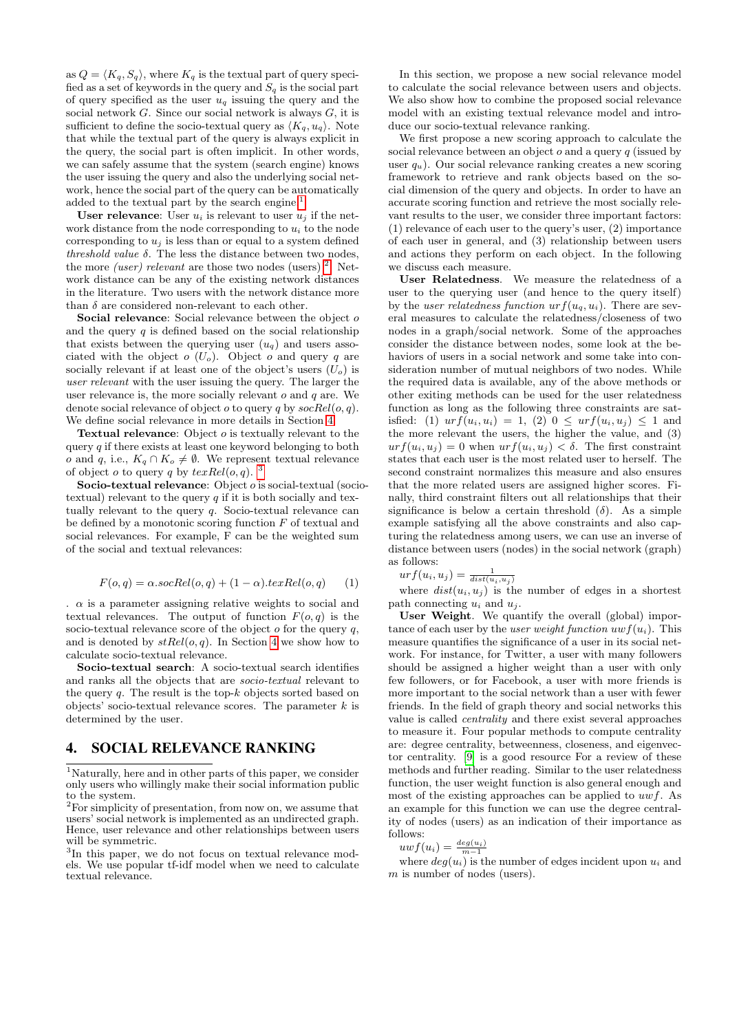as $Q = \langle K_q, S_q \rangle$, where $K_q$ is the textual part of query specified as a set of keywords in the query and $S_q$ is the social part of query specified as the user $u_q$ issuing the query and the social network $G$. Since our social network is always $G$, it is sufficient to define the socio-textual query as $\langle K_q, u_q \rangle$. Note that while the textual part of the query is always explicit in the query, the social part is often implicit. In other words, we can safely assume that the system (search engine) knows the user issuing the query and also the underlying social network, hence the social part of the query can be automatically added to the textual part by the search engine [1].

**User relevance**: User $u_i$ is relevant to user $u_j$ if the network distance from the node corresponding to $u_i$ to the node corresponding to $u_j$ is less than or equal to a system defined *threshold value* $\delta$. The less the distance between two nodes, the more *(user) relevant* are those two nodes (users) [2]. Network distance can be any of the existing network distances in the literature. Two users with the network distance more than $\delta$ are considered non-relevant to each other.

**Social relevance**: Social relevance between the object $o$ and the query $q$ is defined based on the social relationship that exists between the querying user ($u_q$) and users associated with the object $o$ ($U_o$). Object $o$ and query $q$ are socially relevant if at least one of the object's users ($U_o$) is *user relevant* with the user issuing the query. The larger the user relevance is, the more socially relevant $o$ and $q$ are. We denote social relevance of object $o$ to query $q$ by $socRel(o, q)$. We define social relevance in more details in Section 4.

**Textual relevance**: Object $o$ is textually relevant to the query $q$ if there exists at least one keyword belonging to both $o$ and $q$, i.e., $K_q \cap K_o \neq \emptyset$. We represent textual relevance of object $o$ to query $q$ by $texRel(o, q)$. [3]

**Socio-textual relevance**: Object $o$ is social-textual (socio-textual) relevant to the query $q$ if it is both socially and textually relevant to the query $q$. Socio-textual relevance can be defined by a monotonic scoring function $F$ of textual and social relevances. For example, F can be the weighted sum of the social and textual relevances:

$$F(o, q) = \alpha.socRel(o, q) + (1 - \alpha).texRel(o, q) \quad (1)$$

. $\alpha$ is a parameter assigning relative weights to social and textual relevances. The output of function $F(o, q)$ is the socio-textual relevance score of the object $o$ for the query $q$, and is denoted by $stRel(o, q)$. In Section 4 we show how to calculate socio-textual relevance.

**Socio-textual search**: A socio-textual search identifies and ranks all the objects that are *socio-textual* relevant to the query $q$. The result is the top-$k$ objects sorted based on objects' socio-textual relevance scores. The parameter $k$ is determined by the user.

## 4. SOCIAL RELEVANCE RANKING

In this section, we propose a new social relevance model to calculate the social relevance between users and objects. We also show how to combine the proposed social relevance model with an existing textual relevance model and introduce our socio-textual relevance ranking.

We first propose a new scoring approach to calculate the social relevance between an object $o$ and a query $q$ (issued by user $q_u$). Our social relevance ranking creates a new scoring framework to retrieve and rank objects based on the social dimension of the query and objects. In order to have an accurate scoring function and retrieve the most socially relevant results to the user, we consider three important factors: (1) relevance of each user to the query's user, (2) importance of each user in general, and (3) relationship between users and actions they perform on each object. In the following we discuss each measure.

**User Relatedness**. We measure the relatedness of a user to the querying user (and hence to the query itself) by the *user relatedness function* $urf(u_q, u_i)$. There are several measures to calculate the relatedness/closeness of two nodes in a graph/social network. Some of the approaches consider the distance between nodes, some look at the behaviors of users in a social network and some take into consideration number of mutual neighbors of two nodes. While the required data is available, any of the above methods or other exiting methods can be used for the user relatedness function as long as the following three constraints are satisfied: (1) $urf(u_i, u_i) = 1$, (2) $0 \leq urf(u_i, u_j) \leq 1$ and the more relevant the users, the higher the value, and (3) $urf(u_i, u_j) = 0$ when $urf(u_i, u_j) < \delta$. The first constraint states that each user is the most related user to herself. The second constraint normalizes this measure and also ensures that the more related users are assigned higher scores. Finally, third constraint filters out all relationships that their significance is below a certain threshold ($\delta$). As a simple example satisfying all the above constraints and also capturing the relatedness among users, we can use an inverse of distance between users (nodes) in the social network (graph) as follows:

$urf(u_i, u_j) = \frac{1}{dist(u_i, u_j)}$

where $dist(u_i, u_j)$ is the number of edges in a shortest path connecting $u_i$ and $u_j$.

**User Weight**. We quantify the overall (global) importance of each user by the *user weight function* $uwf(u_i)$. This measure quantifies the significance of a user in its social network. For instance, for Twitter, a user with many followers should be assigned a higher weight than a user with only few followers, or for Facebook, a user with more friends is more important to the social network than a user with fewer friends. In the field of graph theory and social networks this value is called *centrality* and there exist several approaches to measure it. Four popular methods to compute centrality are: degree centrality, betweenness, closeness, and eigenvector centrality. [9] is a good resource For a review of these methods and further reading. Similar to the user relatedness function, the user weight function is also general enough and most of the existing approaches can be applied to $uwf$. As an example for this function we can use the degree centrality of nodes (users) as an indication of their importance as follows:

$uwf(u_i) = \frac{deg(u_i)}{m-1}$

where $deg(u_i)$ is the number of edges incident upon $u_i$ and $m$ is number of nodes (users).

---

[1] Naturally, here and in other parts of this paper, we consider only users who willingly make their social information public to the system.

[2] For simplicity of presentation, from now on, we assume that users' social network is implemented as an undirected graph. Hence, user relevance and other relationships between users will be symmetric.

[3] In this paper, we do not focus on textual relevance models. We use popular tf-idf model when we need to calculate textual relevance.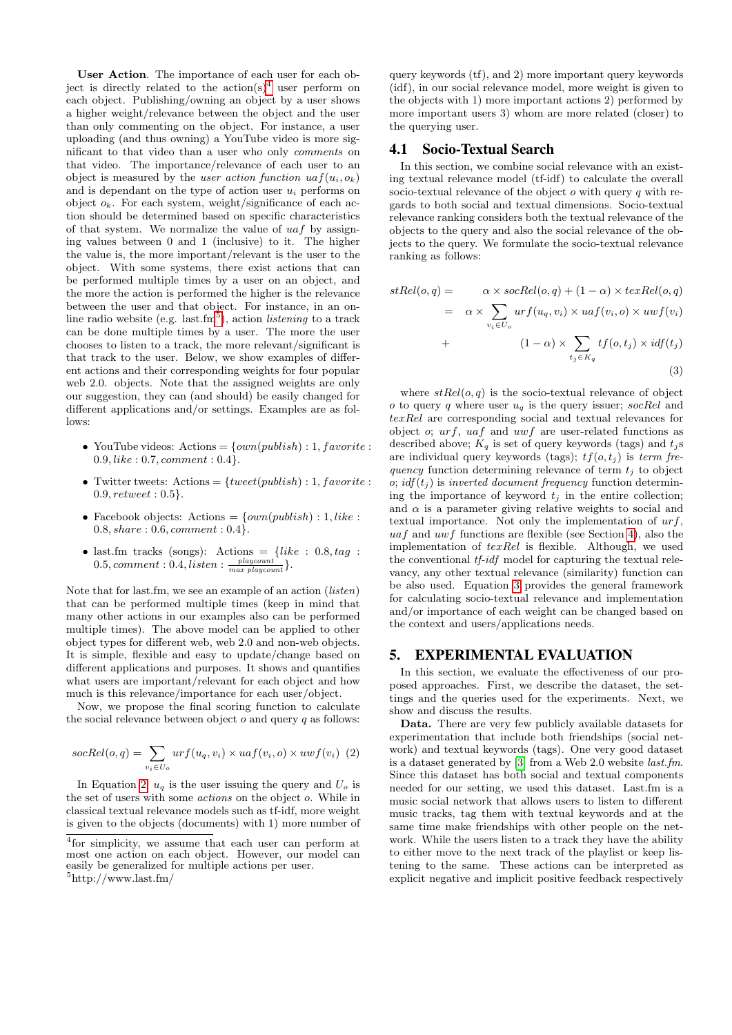**User Action**. The importance of each user for each object is directly related to the action(s)[4] user perform on each object. Publishing/owning an object by a user shows a higher weight/relevance between the object and the user than only commenting on the object. For instance, a user uploading (and thus owning) a YouTube video is more significant to that video than a user who only *comments* on that video. The importance/relevance of each user to an object is measured by the *user action function* $uaf(u_i, o_k)$ and is dependant on the type of action user $u_i$ performs on object $o_k$. For each system, weight/significance of each action should be determined based on specific characteristics of that system. We normalize the value of $uaf$ by assigning values between 0 and 1 (inclusive) to it. The higher the value is, the more important/relevant is the user to the object. With some systems, there exist actions that can be performed multiple times by a user on an object, and the more the action is performed the higher is the relevance between the user and that object. For instance, in an online radio website (e.g. last.fm[5]), action *listening* to a track can be done multiple times by a user. The more the user chooses to listen to a track, the more relevant/significant is that track to the user. Below, we show examples of different actions and their corresponding weights for four popular web 2.0. objects. Note that the assigned weights are only our suggestion, they can (and should) be easily changed for different applications and/or settings. Examples are as follows:

- YouTube videos: Actions = $\{own(publish) : 1, favorite : 0.9, like : 0.7, comment : 0.4\}$.
- Twitter tweets: Actions = $\{tweet(publish) : 1, favorite : 0.9, retweet : 0.5\}$.
- Facebook objects: Actions = $\{own(publish) : 1, like : 0.8, share : 0.6, comment : 0.4\}$.
- last.fm tracks (songs): Actions = $\{like : 0.8, tag : 0.5, comment : 0.4, listen : \frac{playcount}{max\ playcount}\}$.

Note that for last.fm, we see an example of an action (*listen*) that can be performed multiple times (keep in mind that many other actions in our examples also can be performed multiple times). The above model can be applied to other object types for different web, web 2.0 and non-web objects. It is simple, flexible and easy to update/change based on different applications and purposes. It shows and quantifies what users are important/relevant for each object and how much is this relevance/importance for each user/object.

Now, we propose the final scoring function to calculate the social relevance between object $o$ and query $q$ as follows:

$$socRel(o, q) = \sum_{v_i \in U_o} urf(u_q, v_i) \times uaf(v_i, o) \times uwf(v_i) \quad (2)$$

In Equation 2, $u_q$ is the user issuing the query and $U_o$ is the set of users with some *actions* on the object $o$. While in classical textual relevance models such as tf-idf, more weight is given to the objects (documents) with 1) more number of query keywords (tf), and 2) more important query keywords (idf), in our social relevance model, more weight is given to the objects with 1) more important actions 2) performed by more important users 3) whom are more related (closer) to the querying user.

[4] for simplicity, we assume that each user can perform at most one action on each object. However, our model can easily be generalized for multiple actions per user.

[5] http://www.last.fm/

## 4.1 Socio-Textual Search

In this section, we combine social relevance with an existing textual relevance model (tf-idf) to calculate the overall socio-textual relevance of the object $o$ with query $q$ with regards to both social and textual dimensions. Socio-textual relevance ranking considers both the textual relevance of the objects to the query and also the social relevance of the objects to the query. We formulate the socio-textual relevance ranking as follows:

$$\begin{aligned} stRel(o, q) = & \quad \alpha \times socRel(o, q) + (1 - \alpha) \times texRel(o, q) \\ = & \quad \alpha \times \sum_{v_i \in U_o} urf(u_q, v_i) \times uaf(v_i, o) \times uwf(v_i) \\ + & \quad (1 - \alpha) \times \sum_{t_j \in K_q} tf(o, t_j) \times idf(t_j) \end{aligned} \quad (3)$$

where $stRel(o, q)$ is the socio-textual relevance of object $o$ to query $q$ where user $u_q$ is the query issuer; $socRel$ and $texRel$ are corresponding social and textual relevances for object $o$; $urf$, $uaf$ and $uwf$ are user-related functions as described above; $K_q$ is set of query keywords (tags) and $t_j$s are individual query keywords (tags); $tf(o, t_j)$ is *term frequency* function determining relevance of term $t_j$ to object $o$; $idf(t_j)$ is *inverted document frequency* function determining the importance of keyword $t_j$ in the entire collection; and $\alpha$ is a parameter giving relative weights to social and textual importance. Not only the implementation of $urf$, $uaf$ and $uwf$ functions are flexible (see Section 4), also the implementation of $texRel$ is flexible. Although, we used the conventional *tf-idf* model for capturing the textual relevancy, any other textual relevance (similarity) function can be also used. Equation 3 provides the general framework for calculating socio-textual relevance and implementation and/or importance of each weight can be changed based on the context and users/applications needs.

# 5. EXPERIMENTAL EVALUATION

In this section, we evaluate the effectiveness of our proposed approaches. First, we describe the dataset, the settings and the queries used for the experiments. Next, we show and discuss the results.

**Data.** There are very few publicly available datasets for experimentation that include both friendships (social network) and textual keywords (tags). One very good dataset is a dataset generated by [3] from a Web 2.0 website *last.fm*. Since this dataset has both social and textual components needed for our setting, we used this dataset. Last.fm is a music social network that allows users to listen to different music tracks, tag them with textual keywords and at the same time make friendships with other people on the network. While the users listen to a track they have the ability to either move to the next track of the playlist or keep listening to the same. These actions can be interpreted as explicit negative and implicit positive feedback respectively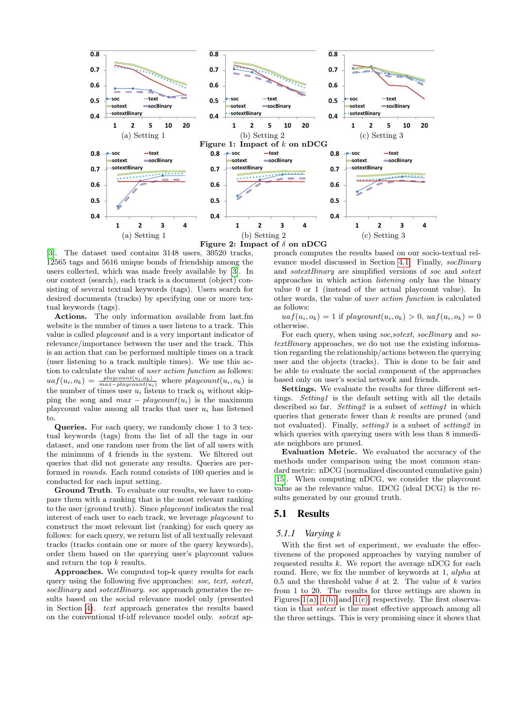(a) Setting 1 (b) Setting 2 (c) Setting 3

**Figure 1: Impact of $k$ on nDCG**

(a) Setting 1 (b) Setting 2 (c) Setting 3

**Figure 2: Impact of $\delta$ on nDCG**

[3]. The dataset used contains 3148 users, 30520 tracks, 12565 tags and 5616 unique bonds of friendship among the users collected, which was made freely available by [3]. In our context (search), each track is a document (object) consisting of several textual keywords (tags). Users search for desired documents (tracks) by specifying one or more textual keywords (tags).

**Actions.** The only information available from last.fm website is the number of times a user listens to a track. This value is called *playcount* and is a very important indicator of relevance/importance between the user and the track. This is an action that can be performed multiple times on a track (user listening to a track multiple times). We use this action to calculate the value of *user action function* as follows: $uaf(u_i, o_k) = \frac{playcount(u_i, o_k)}{max-playcount(u_i)}$ where $playcount(u_i, o_k)$ is the number of times user $u_i$ listens to track $o_k$ without skipping the song and $max-playcount(u_i)$ is the maximum playcount value among all tracks that user $u_i$ has listened to.

**Queries.** For each query, we randomly chose 1 to 3 textual keywords (tags) from the list of all the tags in our dataset, and one random user from the list of all users with the minimum of 4 friends in the system. We filtered out queries that did not generate any results. Queries are performed in *rounds*. Each round consists of 100 queries and is conducted for each input setting.

**Ground Truth.** To evaluate our results, we have to compare them with a ranking that is the most relevant ranking to the user (ground truth). Since *playcount* indicates the real interest of each user to each track, we leverage *playcount* to construct the most relevant list (ranking) for each query as follows: for each query, we return list of all textually relevant tracks (tracks contain one or more of the query keywords), order them based on the querying user's playcount values and return the top $k$ results.

**Approaches.** We computed top-k query results for each query using the following five approaches: *soc*, *text*, *sotext*, *socBinary* and *sotextBinary*. *soc* approach generates the results based on the social relevance model only (presented in Section 4). *text* approach generates the results based on the conventional tf-idf relevance model only. *sotext* approach computes the results based on our socio-textual relevance model discussed in Section 4.1. Finally, *socBinary* and *sotextBinary* are simplified versions of *soc* and *sotext* approaches in which action *listening* only has the binary value 0 or 1 (instead of the actual playcount value). In other words, the value of *user action function* is calculated as follows:

$uaf(u_i, o_k) = 1$ if $playcount(u_i, o_k) > 0$, $uaf(u_i, o_k) = 0$ otherwise.

For each query, when using *soc*,*sotext*, *socBinary* and *sotextBinary* approaches, we do not use the existing information regarding the relationship/actions between the querying user and the objects (tracks). This is done to be fair and be able to evaluate the social component of the approaches based only on user's social network and friends.

**Settings.** We evaluate the results for three different settings. *Setting1* is the default setting with all the details described so far. *Setting2* is a subset of *setting1* in which queries that generate fewer than $k$ results are pruned (and not evaluated). Finally, *setting3* is a subset of *setting2* in which queries with querying users with less than 8 immediate neighbors are pruned.

**Evaluation Metric.** We evaluated the accuracy of the methods under comparison using the most common standard metric: nDCG (normalized discounted cumulative gain) [15]. When computing nDCG, we consider the playcount value as the relevance value. IDCG (ideal DCG) is the results generated by our ground truth.

## 5.1 Results

### 5.1.1 Varying $k$

With the first set of experiment, we evaluate the effectiveness of the proposed approaches by varying number of requested results $k$. We report the average nDCG for each round. Here, we fix the number of keywords at 1, *alpha* at 0.5 and the threshold value $\delta$ at 2. The value of $k$ varies from 1 to 20. The results for three settings are shown in Figures 1(a), 1(b) and 1(c), respectively. The first observation is that *sotext* is the most effective approach among all the three settings. This is very promising since it shows that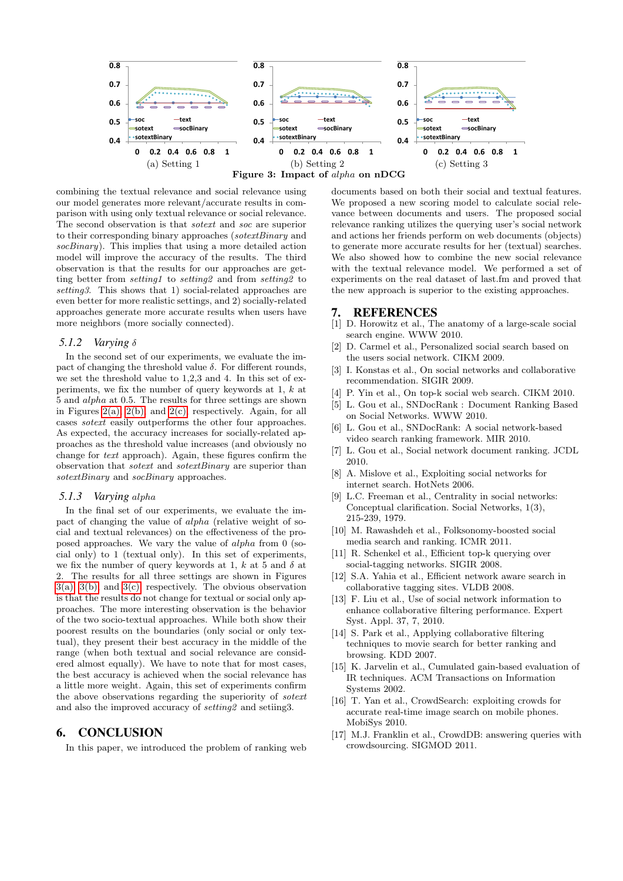0.8
0.7
0.6
0.5
0.4
soc
text
sotext
socBinary
sotextBinary
0 0.2 0.4 0.6 0.8 1

(a) Setting 1

0.8
0.7
0.6
0.5
0.4
soc
text
sotext
socBinary
sotextBinary
0 0.2 0.4 0.6 0.8 1

(b) Setting 2

0.8
0.7
0.6
0.5
0.4
soc
text
sotext
socBinary
sotextBinary
0 0.2 0.4 0.6 0.8 1

(c) Setting 3

**Figure 3: Impact of *alpha* on nDCG**

combining the textual relevance and social relevance using our model generates more relevant/accurate results in comparison with using only textual relevance or social relevance. The second observation is that *sotext* and *soc* are superior to their corresponding binary approaches (*sotextBinary* and *socBinary*). This implies that using a more detailed action model will improve the accuracy of the results. The third observation is that the results for our approaches are getting better from *setting1* to *setting2* and from *setting2* to *setting3*. This shows that 1) social-related approaches are even better for more realistic settings, and 2) socially-related approaches generate more accurate results when users have more neighbors (more socially connected).

### 5.1.2 Varying $\delta$

In the second set of our experiments, we evaluate the impact of changing the threshold value $\delta$. For different rounds, we set the threshold value to 1,2,3 and 4. In this set of experiments, we fix the number of query keywords at 1, $k$ at 5 and *alpha* at 0.5. The results for three settings are shown in Figures 2(a), 2(b), and 2(c), respectively. Again, for all cases *sotext* easily outperforms the other four approaches. As expected, the accuracy increases for socially-related approaches as the threshold value increases (and obviously no change for *text* approach). Again, these figures confirm the observation that *sotext* and *sotextBinary* are superior than *sotextBinary* and *socBinary* approaches.

### 5.1.3 Varying *alpha*

In the final set of our experiments, we evaluate the impact of changing the value of *alpha* (relative weight of social and textual relevances) on the effectiveness of the proposed approaches. We vary the value of *alpha* from 0 (social only) to 1 (textual only). In this set of experiments, we fix the number of query keywords at 1, $k$ at 5 and $\delta$ at 2. The results for all three settings are shown in Figures 3(a), 3(b), and 3(c), respectively. The obvious observation is that the results do not change for textual or social only approaches. The more interesting observation is the behavior of the two socio-textual approaches. While both show their poorest results on the boundaries (only social or only textual), they present their best accuracy in the middle of the range (when both textual and social relevance are considered almost equally). We have to note that for most cases, the best accuracy is achieved when the social relevance has a little more weight. Again, this set of experiments confirm the above observations regarding the superiority of *sotext* and also the improved accuracy of *setting2* and setiing3.

## 6. CONCLUSION

In this paper, we introduced the problem of ranking web documents based on both their social and textual features. We proposed a new scoring model to calculate social relevance between documents and users. The proposed social relevance ranking utilizes the querying user's social network and actions her friends perform on web documents (objects) to generate more accurate results for her (textual) searches. We also showed how to combine the new social relevance with the textual relevance model. We performed a set of experiments on the real dataset of last.fm and proved that the new approach is superior to the existing approaches.

## 7. REFERENCES

[1] D. Horowitz et al., The anatomy of a large-scale social search engine. WWW 2010.

[2] D. Carmel et al., Personalized social search based on the users social network. CIKM 2009.

[3] I. Konstas et al., On social networks and collaborative recommendation. SIGIR 2009.

[4] P. Yin et al., On top-k social web search. CIKM 2010.

[5] L. Gou et al., SNDocRank : Document Ranking Based on Social Networks. WWW 2010.

[6] L. Gou et al., SNDocRank: A social network-based video search ranking framework. MIR 2010.

[7] L. Gou et al., Social network document ranking. JCDL 2010.

[8] A. Mislove et al., Exploiting social networks for internet search. HotNets 2006.

[9] L.C. Freeman et al., Centrality in social networks: Conceptual clarification. Social Networks, 1(3), 215-239, 1979.

[10] M. Rawashdeh et al., Folksonomy-boosted social media search and ranking. ICMR 2011.

[11] R. Schenkel et al., Efficient top-k querying over social-tagging networks. SIGIR 2008.

[12] S.A. Yahia et al., Efficient network aware search in collaborative tagging sites. VLDB 2008.

[13] F. Liu et al., Use of social network information to enhance collaborative filtering performance. Expert Syst. Appl. 37, 7, 2010.

[14] S. Park et al., Applying collaborative filtering techniques to movie search for better ranking and browsing. KDD 2007.

[15] K. Jarvelin et al., Cumulated gain-based evaluation of IR techniques. ACM Transactions on Information Systems 2002.

[16] T. Yan et al., CrowdSearch: exploiting crowds for accurate real-time image search on mobile phones. MobiSys 2010.

[17] M.J. Franklin et al., CrowdDB: answering queries with crowdsourcing. SIGMOD 2011.